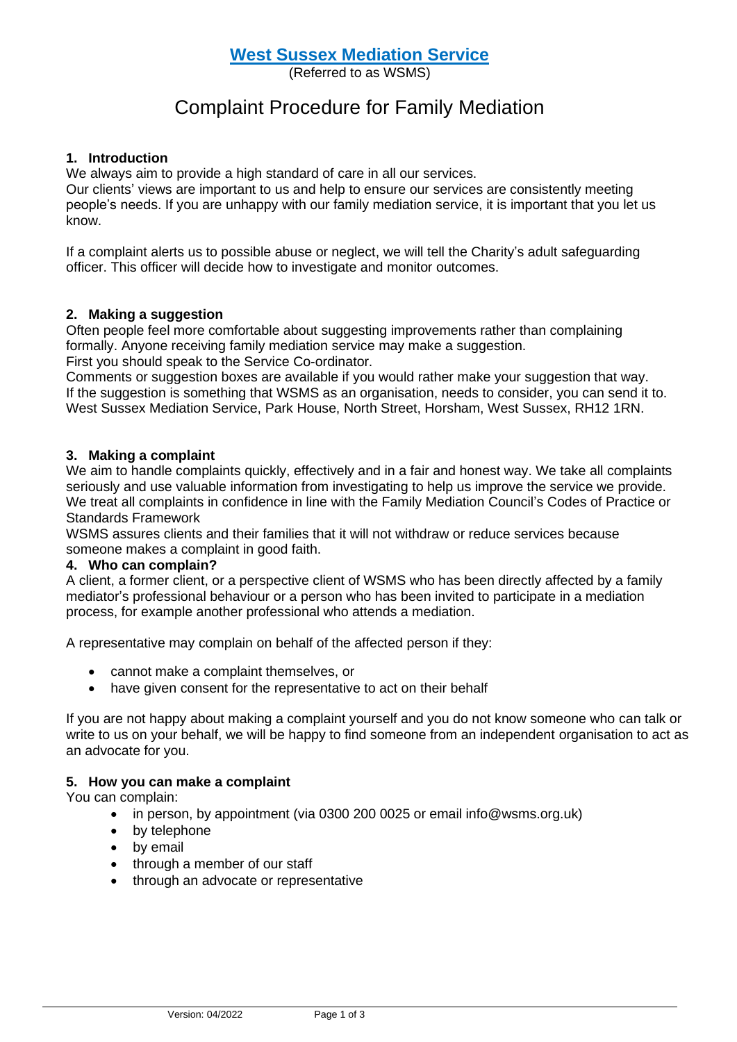# [West Sussex Mediation Service](#)

(Referred to as WSMS)

## Complaint Procedure for Family Mediation

### 1. Introduction

We always aim to provide a high standard of care in all our services.

Our clients' views are important to us and help to ensure our services are consistently meeting people's needs. If you are unhappy with our family mediation service, it is important that you let us know.

If a complaint alerts us to possible abuse or neglect, we will tell the Charity's adult safeguarding officer. This officer will decide how to investigate and monitor outcomes.

### 2. Making a suggestion

Often people feel more comfortable about suggesting improvements rather than complaining formally. Anyone receiving family mediation service may make a suggestion.

First you should speak to the Service Co-ordinator.

Comments or suggestion boxes are available if you would rather make your suggestion that way. If the suggestion is something that WSMS as an organisation, needs to consider, you can send it to. West Sussex Mediation Service, Park House, North Street, Horsham, West Sussex, RH12 1RN.

### 3. Making a complaint

We aim to handle complaints quickly, effectively and in a fair and honest way. We take all complaints seriously and use valuable information from investigating to help us improve the service we provide. We treat all complaints in confidence in line with the Family Mediation Council's Codes of Practice or Standards Framework

WSMS assures clients and their families that it will not withdraw or reduce services because someone makes a complaint in good faith.

### 4. Who can complain?

A client, a former client, or a perspective client of WSMS who has been directly affected by a family mediator's professional behaviour or a person who has been invited to participate in a mediation process, for example another professional who attends a mediation.

A representative may complain on behalf of the affected person if they:

- cannot make a complaint themselves, or
- have given consent for the representative to act on their behalf

If you are not happy about making a complaint yourself and you do not know someone who can talk or write to us on your behalf, we will be happy to find someone from an independent organisation to act as an advocate for you.

### 5. How you can make a complaint

You can complain:

- in person, by appointment (via 0300 200 0025 or email info@wsms.org.uk)
- by telephone
- by email
- through a member of our staff
- through an advocate or representative

Version: 04/2022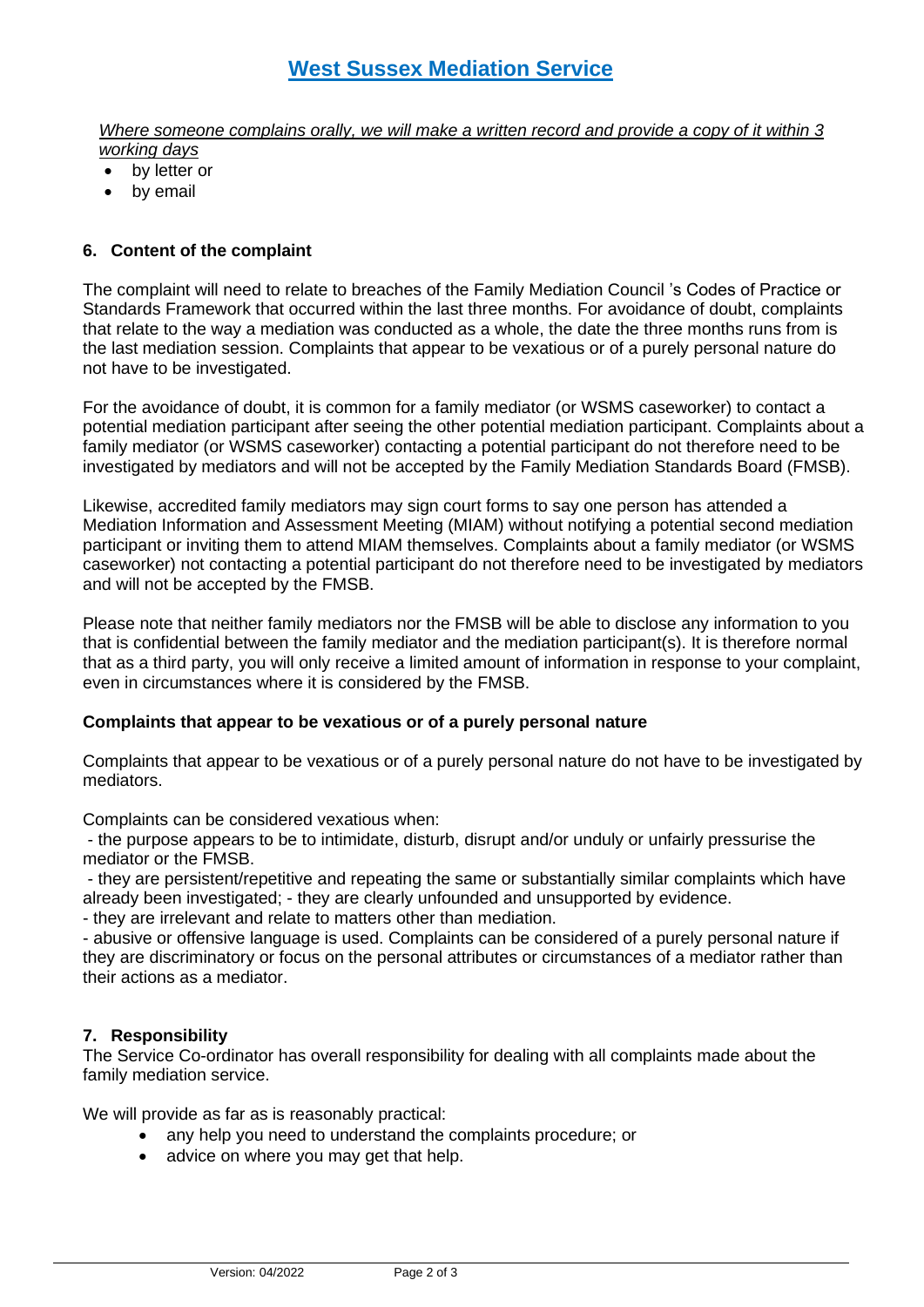# West Sussex Mediation Service

*Where someone complains orally, we will make a written record and provide a copy of it within 3 working days*

- by letter or
- by email

### 6. Content of the complaint

The complaint will need to relate to breaches of the Family Mediation Council 's Codes of Practice or Standards Framework that occurred within the last three months. For avoidance of doubt, complaints that relate to the way a mediation was conducted as a whole, the date the three months runs from is the last mediation session. Complaints that appear to be vexatious or of a purely personal nature do not have to be investigated.

For the avoidance of doubt, it is common for a family mediator (or WSMS caseworker) to contact a potential mediation participant after seeing the other potential mediation participant. Complaints about a family mediator (or WSMS caseworker) contacting a potential participant do not therefore need to be investigated by mediators and will not be accepted by the Family Mediation Standards Board (FMSB).

Likewise, accredited family mediators may sign court forms to say one person has attended a Mediation Information and Assessment Meeting (MIAM) without notifying a potential second mediation participant or inviting them to attend MIAM themselves. Complaints about a family mediator (or WSMS caseworker) not contacting a potential participant do not therefore need to be investigated by mediators and will not be accepted by the FMSB.

Please note that neither family mediators nor the FMSB will be able to disclose any information to you that is confidential between the family mediator and the mediation participant(s). It is therefore normal that as a third party, you will only receive a limited amount of information in response to your complaint, even in circumstances where it is considered by the FMSB.

**Complaints that appear to be vexatious or of a purely personal nature**

Complaints that appear to be vexatious or of a purely personal nature do not have to be investigated by mediators.

Complaints can be considered vexatious when:

- the purpose appears to be to intimidate, disturb, disrupt and/or unduly or unfairly pressurise the mediator or the FMSB.
- they are persistent/repetitive and repeating the same or substantially similar complaints which have already been investigated; - they are clearly unfounded and unsupported by evidence.
- they are irrelevant and relate to matters other than mediation.
- abusive or offensive language is used. Complaints can be considered of a purely personal nature if they are discriminatory or focus on the personal attributes or circumstances of a mediator rather than their actions as a mediator.

### 7. Responsibility

The Service Co-ordinator has overall responsibility for dealing with all complaints made about the family mediation service.

We will provide as far as is reasonably practical:

- any help you need to understand the complaints procedure; or
- advice on where you may get that help.

Version: 04/2022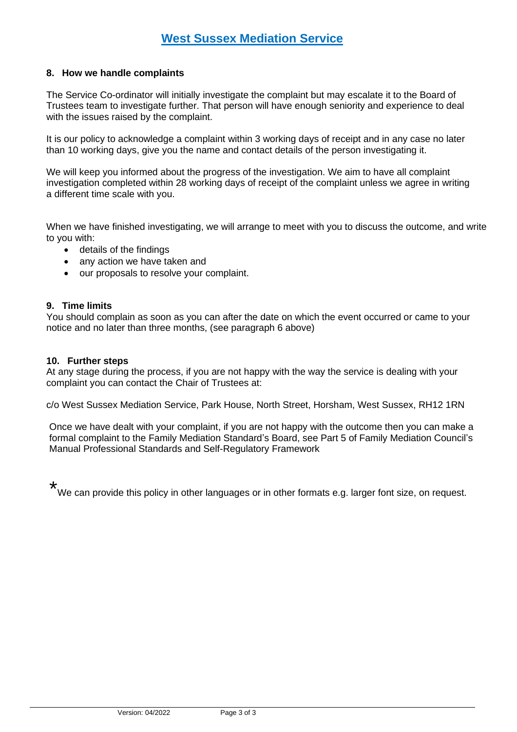# West Sussex Mediation Service

### 8. How we handle complaints

The Service Co-ordinator will initially investigate the complaint but may escalate it to the Board of Trustees team to investigate further. That person will have enough seniority and experience to deal with the issues raised by the complaint.

It is our policy to acknowledge a complaint within 3 working days of receipt and in any case no later than 10 working days, give you the name and contact details of the person investigating it.

We will keep you informed about the progress of the investigation. We aim to have all complaint investigation completed within 28 working days of receipt of the complaint unless we agree in writing a different time scale with you.

When we have finished investigating, we will arrange to meet with you to discuss the outcome, and write to you with:

- details of the findings
- any action we have taken and
- our proposals to resolve your complaint.

### 9. Time limits

You should complain as soon as you can after the date on which the event occurred or came to your notice and no later than three months, (see paragraph 6 above)

### 10. Further steps

At any stage during the process, if you are not happy with the way the service is dealing with your complaint you can contact the Chair of Trustees at:

c/o West Sussex Mediation Service, Park House, North Street, Horsham, West Sussex, RH12 1RN

Once we have dealt with your complaint, if you are not happy with the outcome then you can make a formal complaint to the Family Mediation Standard's Board, see Part 5 of Family Mediation Council's Manual Professional Standards and Self-Regulatory Framework

*We can provide this policy in other languages or in other formats e.g. larger font size, on request.

Version: 04/2022